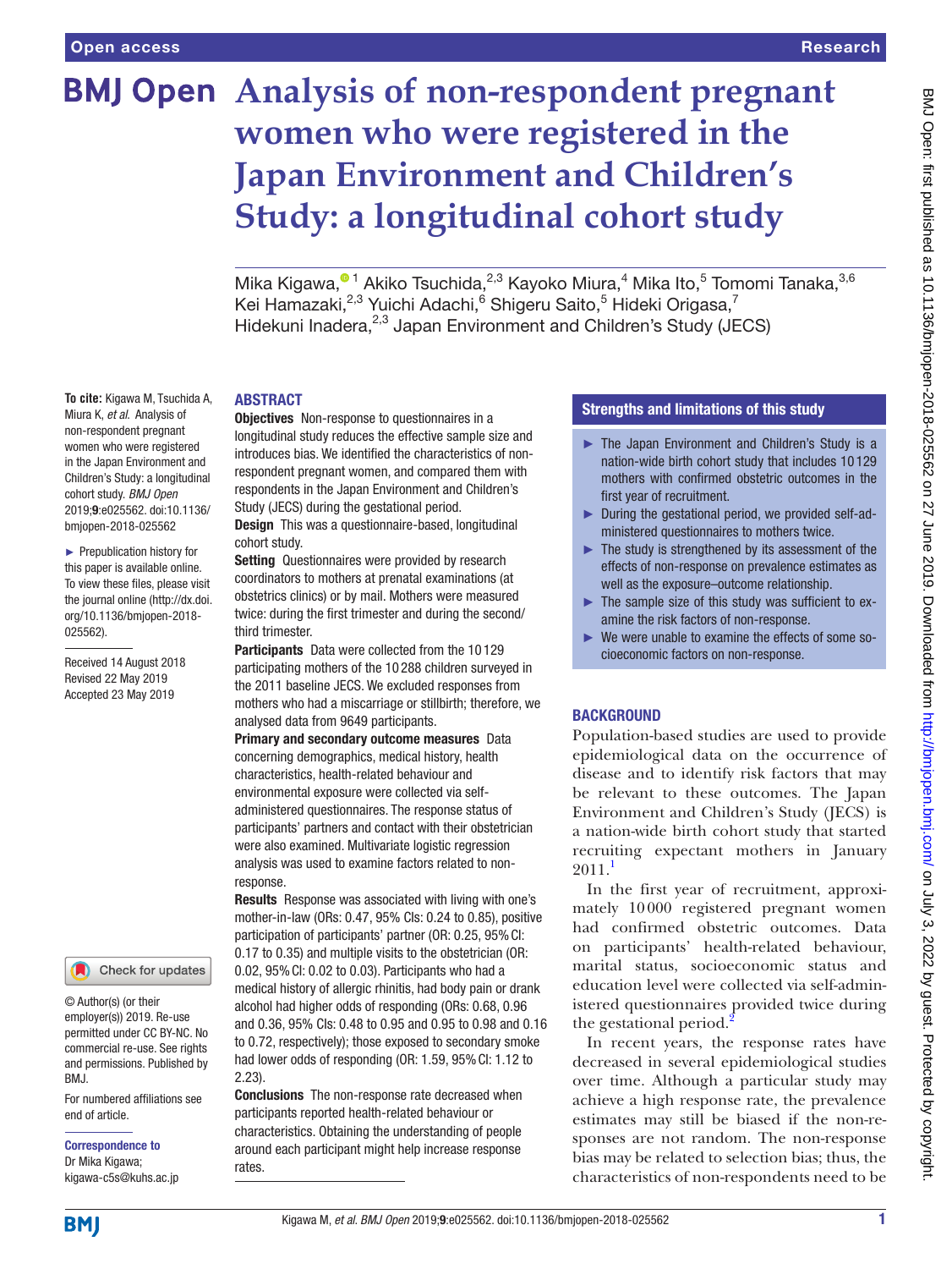# Analysis of non-respondent pregnant women who were registered in the Japan Environment and Children's Study: a longitudinal cohort study

Mika Kigawa,[1] Akiko Tsuchida,[2,3] Kayoko Miura,[4] Mika Ito,[5] Tomomi Tanaka,[3,6] Kei Hamazaki,[2,3] Yuichi Adachi,[6] Shigeru Saito,[5] Hideki Origasa,[7] Hidekuni Inadera,[2,3] Japan Environment and Children's Study (JECS)

**To cite:** Kigawa M, Tsuchida A, Miura K, *et al*. Analysis of non-respondent pregnant women who were registered in the Japan Environment and Children's Study: a longitudinal cohort study. *BMJ Open* 2019;**9**:e025562. doi:10.1136/bmjopen-2018-025562

► Prepublication history for this paper is available online. To view these files, please visit the journal online (http://dx.doi.org/10.1136/bmjopen-2018-025562).

Received 14 August 2018
Revised 22 May 2019
Accepted 23 May 2019

© Author(s) (or their employer(s)) 2019. Re-use permitted under CC BY-NC. No commercial re-use. See rights and permissions. Published by BMJ.

For numbered affiliations see end of article.

**Correspondence to**
Dr Mika Kigawa;
kigawa-c5s@kuhs.ac.jp

## ABSTRACT

**Objectives** Non-response to questionnaires in a longitudinal study reduces the effective sample size and introduces bias. We identified the characteristics of non-respondent pregnant women, and compared them with respondents in the Japan Environment and Children's Study (JECS) during the gestational period.

**Design** This was a questionnaire-based, longitudinal cohort study.

**Setting** Questionnaires were provided by research coordinators to mothers at prenatal examinations (at obstetrics clinics) or by mail. Mothers were measured twice: during the first trimester and during the second/third trimester.

**Participants** Data were collected from the 10 129 participating mothers of the 10 288 children surveyed in the 2011 baseline JECS. We excluded responses from mothers who had a miscarriage or stillbirth; therefore, we analysed data from 9649 participants.

**Primary and secondary outcome measures** Data concerning demographics, medical history, health characteristics, health-related behaviour and environmental exposure were collected via self-administered questionnaires. The response status of participants' partners and contact with their obstetrician were also examined. Multivariate logistic regression analysis was used to examine factors related to non-response.

**Results** Response was associated with living with one's mother-in-law (ORs: 0.47, 95% CIs: 0.24 to 0.85), positive participation of participants' partner (OR: 0.25, 95% CI: 0.17 to 0.35) and multiple visits to the obstetrician (OR: 0.02, 95% CI: 0.02 to 0.03). Participants who had a medical history of allergic rhinitis, had body pain or drank alcohol had higher odds of responding (ORs: 0.68, 0.96 and 0.36, 95% CIs: 0.48 to 0.95 and 0.95 to 0.98 and 0.16 to 0.72, respectively); those exposed to secondary smoke had lower odds of responding (OR: 1.59, 95% CI: 1.12 to 2.23).

**Conclusions** The non-response rate decreased when participants reported health-related behaviour or characteristics. Obtaining the understanding of people around each participant might help increase response rates.

## Strengths and limitations of this study

- ► The Japan Environment and Children's Study is a nation-wide birth cohort study that includes 10 129 mothers with confirmed obstetric outcomes in the first year of recruitment.
- ► During the gestational period, we provided self-administered questionnaires to mothers twice.
- ► The study is strengthened by its assessment of the effects of non-response on prevalence estimates as well as the exposure–outcome relationship.
- ► The sample size of this study was sufficient to examine the risk factors of non-response.
- ► We were unable to examine the effects of some socioeconomic factors on non-response.

## BACKGROUND

Population-based studies are used to provide epidemiological data on the occurrence of disease and to identify risk factors that may be relevant to these outcomes. The Japan Environment and Children's Study (JECS) is a nation-wide birth cohort study that started recruiting expectant mothers in January 2011.[1]

In the first year of recruitment, approximately 10 000 registered pregnant women had confirmed obstetric outcomes. Data on participants' health-related behaviour, marital status, socioeconomic status and education level were collected via self-administered questionnaires provided twice during the gestational period.[2]

In recent years, the response rates have decreased in several epidemiological studies over time. Although a particular study may achieve a high response rate, the prevalence estimates may still be biased if the non-responses are not random. The non-response bias may be related to selection bias; thus, the characteristics of non-respondents need to be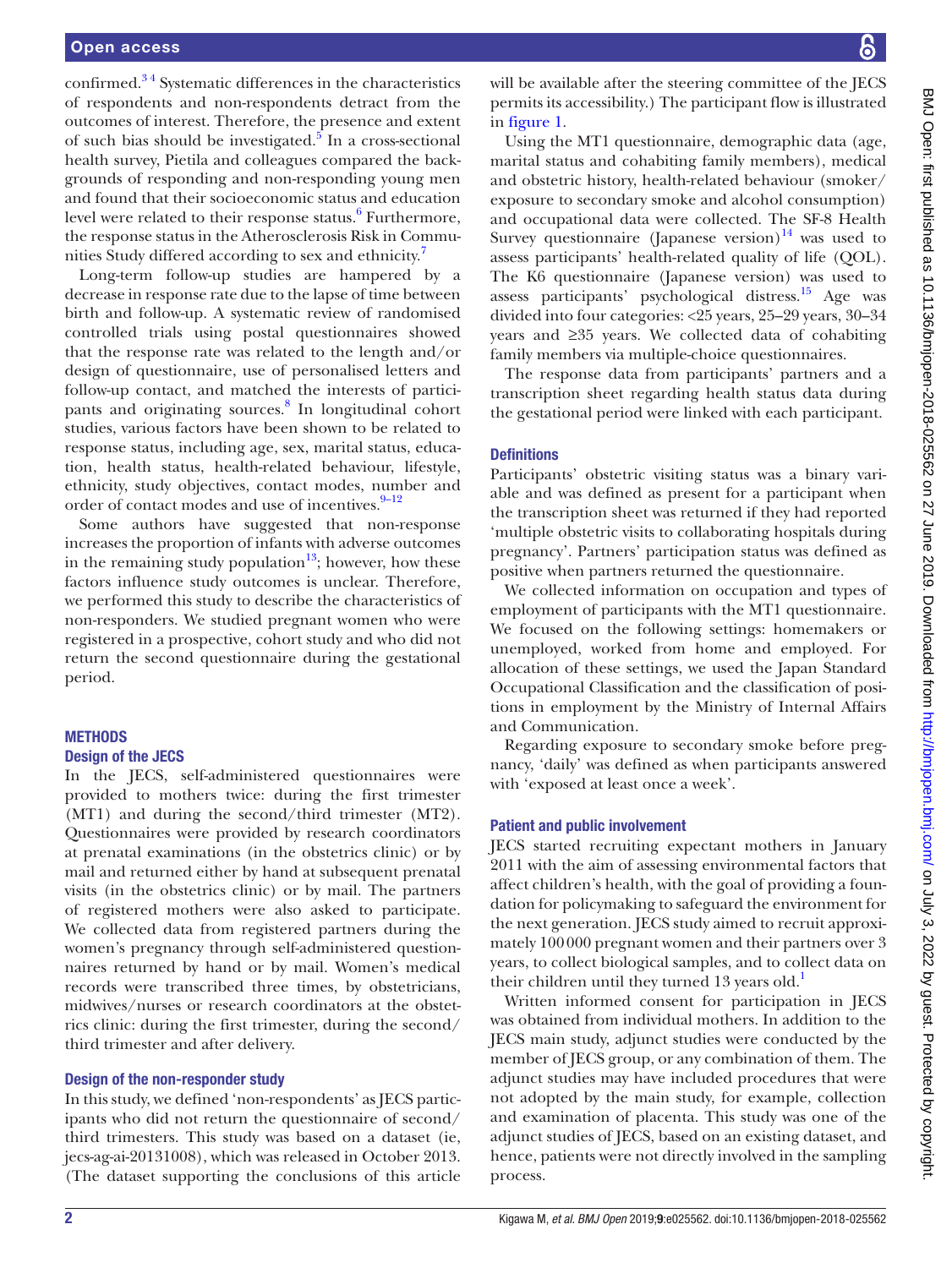confirmed.[3,4] Systematic differences in the characteristics of respondents and non-respondents detract from the outcomes of interest. Therefore, the presence and extent of such bias should be investigated.[5] In a cross-sectional health survey, Pietila and colleagues compared the backgrounds of responding and non-responding young men and found that their socioeconomic status and education level were related to their response status.[6] Furthermore, the response status in the Atherosclerosis Risk in Communities Study differed according to sex and ethnicity.[7]

Long-term follow-up studies are hampered by a decrease in response rate due to the lapse of time between birth and follow-up. A systematic review of randomised controlled trials using postal questionnaires showed that the response rate was related to the length and/or design of questionnaire, use of personalised letters and follow-up contact, and matched the interests of participants and originating sources.[8] In longitudinal cohort studies, various factors have been shown to be related to response status, including age, sex, marital status, education, health status, health-related behaviour, lifestyle, ethnicity, study objectives, contact modes, number and order of contact modes and use of incentives.[9–12]

Some authors have suggested that non-response increases the proportion of infants with adverse outcomes in the remaining study population[13]; however, how these factors influence study outcomes is unclear. Therefore, we performed this study to describe the characteristics of non-responders. We studied pregnant women who were registered in a prospective, cohort study and who did not return the second questionnaire during the gestational period.

## METHODS

### Design of the JECS

In the JECS, self-administered questionnaires were provided to mothers twice: during the first trimester (MT1) and during the second/third trimester (MT2). Questionnaires were provided by research coordinators at prenatal examinations (in the obstetrics clinic) or by mail and returned either by hand at subsequent prenatal visits (in the obstetrics clinic) or by mail. The partners of registered mothers were also asked to participate. We collected data from registered partners during the women's pregnancy through self-administered questionnaires returned by hand or by mail. Women's medical records were transcribed three times, by obstetricians, midwives/nurses or research coordinators at the obstetrics clinic: during the first trimester, during the second/third trimester and after delivery.

### Design of the non-responder study

In this study, we defined 'non-respondents' as JECS participants who did not return the questionnaire of second/third trimesters. This study was based on a dataset (ie, jecs-ag-ai-20131008), which was released in October 2013. (The dataset supporting the conclusions of this article will be available after the steering committee of the JECS permits its accessibility.) The participant flow is illustrated in figure 1.

Using the MT1 questionnaire, demographic data (age, marital status and cohabiting family members), medical and obstetric history, health-related behaviour (smoker/exposure to secondary smoke and alcohol consumption) and occupational data were collected. The SF-8 Health Survey questionnaire (Japanese version)[14] was used to assess participants' health-related quality of life (QOL). The K6 questionnaire (Japanese version) was used to assess participants' psychological distress.[15] Age was divided into four categories: <25 years, 25–29 years, 30–34 years and ≥35 years. We collected data of cohabiting family members via multiple-choice questionnaires.

The response data from participants' partners and a transcription sheet regarding health status data during the gestational period were linked with each participant.

### Definitions

Participants' obstetric visiting status was a binary variable and was defined as present for a participant when the transcription sheet was returned if they had reported 'multiple obstetric visits to collaborating hospitals during pregnancy'. Partners' participation status was defined as positive when partners returned the questionnaire.

We collected information on occupation and types of employment of participants with the MT1 questionnaire. We focused on the following settings: homemakers or unemployed, worked from home and employed. For allocation of these settings, we used the Japan Standard Occupational Classification and the classification of positions in employment by the Ministry of Internal Affairs and Communication.

Regarding exposure to secondary smoke before pregnancy, 'daily' was defined as when participants answered with 'exposed at least once a week'.

### Patient and public involvement

JECS started recruiting expectant mothers in January 2011 with the aim of assessing environmental factors that affect children's health, with the goal of providing a foundation for policymaking to safeguard the environment for the next generation. JECS study aimed to recruit approximately 100 000 pregnant women and their partners over 3 years, to collect biological samples, and to collect data on their children until they turned 13 years old.[1]

Written informed consent for participation in JECS was obtained from individual mothers. In addition to the JECS main study, adjunct studies were conducted by the member of JECS group, or any combination of them. The adjunct studies may have included procedures that were not adopted by the main study, for example, collection and examination of placenta. This study was one of the adjunct studies of JECS, based on an existing dataset, and hence, patients were not directly involved in the sampling process.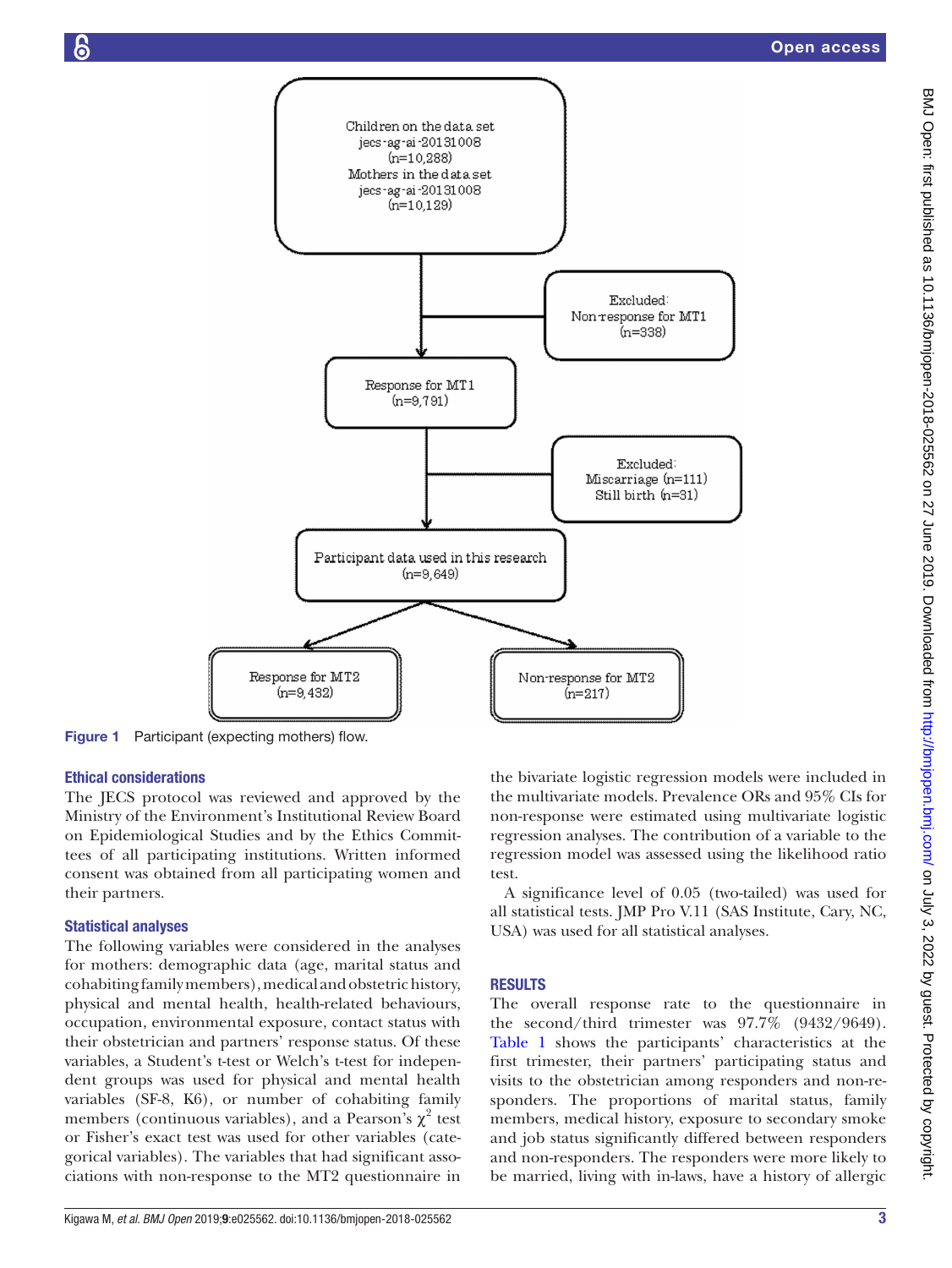Children on the data set jecs-ag-ai-20131008 (n=10,288)
Mothers in the data set jecs-ag-ai-20131008 (n=10,129)

Excluded: Non-response for MT1 (n=338)

Response for MT1 (n=9,791)

Excluded: Miscarriage (n=111) Still birth (n=31)

Participant data used in this research (n=9,649)

Response for MT2 (n=9,432)

Non-response for MT2 (n=217)

**Figure 1** Participant (expecting mothers) flow.

### Ethical considerations

The JECS protocol was reviewed and approved by the Ministry of the Environment's Institutional Review Board on Epidemiological Studies and by the Ethics Committees of all participating institutions. Written informed consent was obtained from all participating women and their partners.

### Statistical analyses

The following variables were considered in the analyses for mothers: demographic data (age, marital status and cohabiting family members), medical and obstetric history, physical and mental health, health-related behaviours, occupation, environmental exposure, contact status with their obstetrician and partners' response status. Of these variables, a Student's t-test or Welch's t-test for independent groups was used for physical and mental health variables (SF-8, K6), or number of cohabiting family members (continuous variables), and a Pearson's $\chi^2$ test or Fisher's exact test was used for other variables (categorical variables). The variables that had significant associations with non-response to the MT2 questionnaire in the bivariate logistic regression models were included in the multivariate models. Prevalence ORs and 95% CIs for non-response were estimated using multivariate logistic regression analyses. The contribution of a variable to the regression model was assessed using the likelihood ratio test.

A significance level of 0.05 (two-tailed) was used for all statistical tests. JMP Pro V.11 (SAS Institute, Cary, NC, USA) was used for all statistical analyses.

## RESULTS

The overall response rate to the questionnaire in the second/third trimester was 97.7% (9432/9649). Table 1 shows the participants' characteristics at the first trimester, their partners' participating status and visits to the obstetrician among responders and non-responders. The proportions of marital status, family members, medical history, exposure to secondary smoke and job status significantly differed between responders and non-responders. The responders were more likely to be married, living with in-laws, have a history of allergic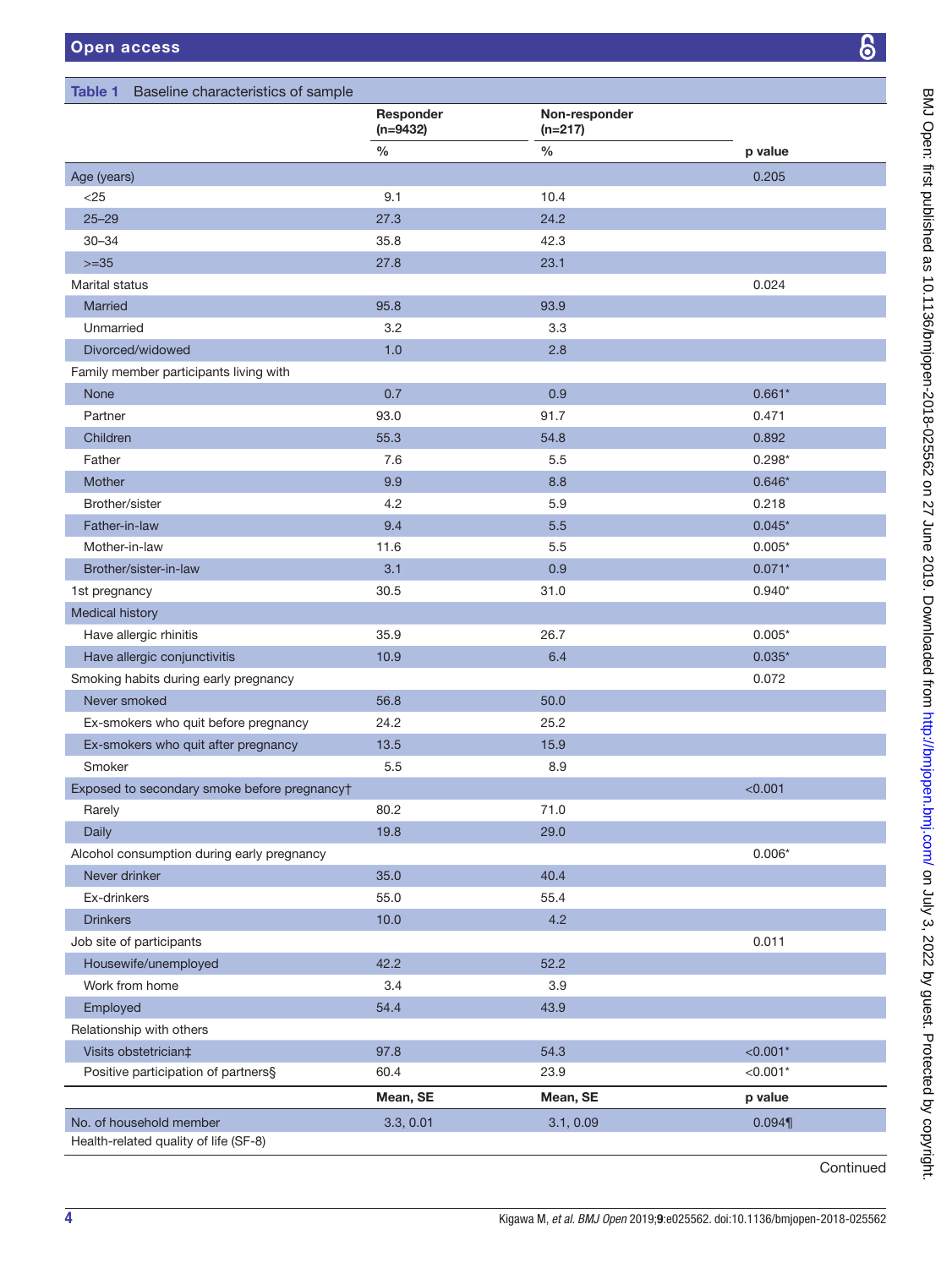**Table 1** Baseline characteristics of sample

| | Responder (n=9432) | Non-responder (n=217) | |
|---|---|---|---|
| | % | % | p value |
| Age (years) | | | 0.205 |
| <25 | 9.1 | 10.4 | |
| 25–29 | 27.3 | 24.2 | |
| 30–34 | 35.8 | 42.3 | |
| >=35 | 27.8 | 23.1 | |
| Marital status | | | 0.024 |
| Married | 95.8 | 93.9 | |
| Unmarried | 3.2 | 3.3 | |
| Divorced/widowed | 1.0 | 2.8 | |
| Family member participants living with | | | |
| None | 0.7 | 0.9 | 0.661* |
| Partner | 93.0 | 91.7 | 0.471 |
| Children | 55.3 | 54.8 | 0.892 |
| Father | 7.6 | 5.5 | 0.298* |
| Mother | 9.9 | 8.8 | 0.646* |
| Brother/sister | 4.2 | 5.9 | 0.218 |
| Father-in-law | 9.4 | 5.5 | 0.045* |
| Mother-in-law | 11.6 | 5.5 | 0.005* |
| Brother/sister-in-law | 3.1 | 0.9 | 0.071* |
| 1st pregnancy | 30.5 | 31.0 | 0.940* |
| Medical history | | | |
| Have allergic rhinitis | 35.9 | 26.7 | 0.005* |
| Have allergic conjunctivitis | 10.9 | 6.4 | 0.035* |
| Smoking habits during early pregnancy | | | 0.072 |
| Never smoked | 56.8 | 50.0 | |
| Ex-smokers who quit before pregnancy | 24.2 | 25.2 | |
| Ex-smokers who quit after pregnancy | 13.5 | 15.9 | |
| Smoker | 5.5 | 8.9 | |
| Exposed to secondary smoke before pregnancy† | | | <0.001 |
| Rarely | 80.2 | 71.0 | |
| Daily | 19.8 | 29.0 | |
| Alcohol consumption during early pregnancy | | | 0.006* |
| Never drinker | 35.0 | 40.4 | |
| Ex-drinkers | 55.0 | 55.4 | |
| Drinkers | 10.0 | 4.2 | |
| Job site of participants | | | 0.011 |
| Housewife/unemployed | 42.2 | 52.2 | |
| Work from home | 3.4 | 3.9 | |
| Employed | 54.4 | 43.9 | |
| Relationship with others | | | |
| Visits obstetrician‡ | 97.8 | 54.3 | <0.001* |
| Positive participation of partners§ | 60.4 | 23.9 | <0.001* |
| | **Mean, SE** | **Mean, SE** | **p value** |
| No. of household member | 3.3, 0.01 | 3.1, 0.09 | 0.094¶ |
| Health-related quality of life (SF-8) | | | |

Continued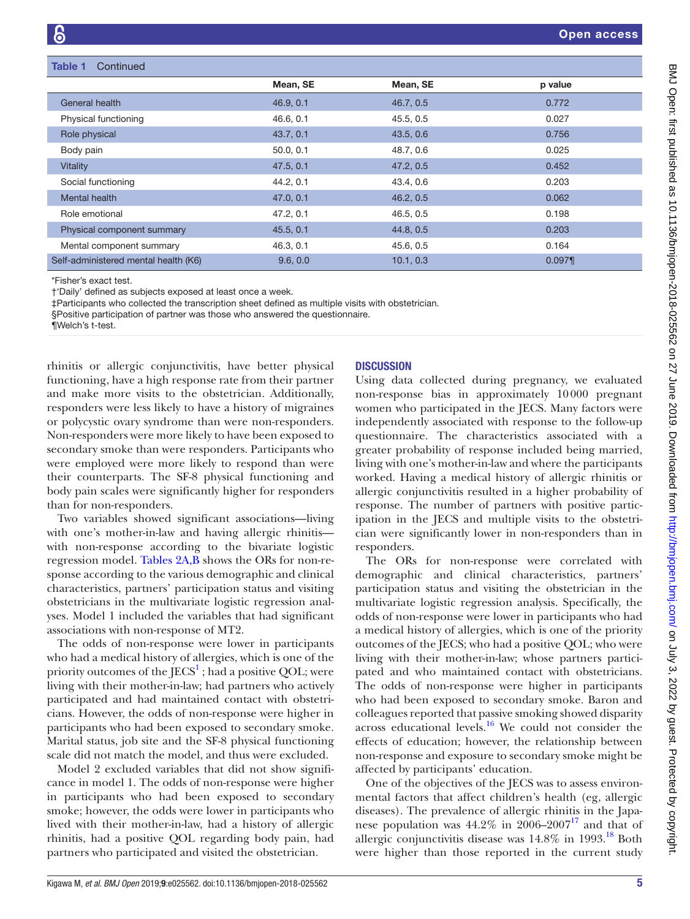**Table 1** Continued

| | Mean, SE | Mean, SE | p value |
|---|---|---|---|
| General health | 46.9, 0.1 | 46.7, 0.5 | 0.772 |
| Physical functioning | 46.6, 0.1 | 45.5, 0.5 | 0.027 |
| Role physical | 43.7, 0.1 | 43.5, 0.6 | 0.756 |
| Body pain | 50.0, 0.1 | 48.7, 0.6 | 0.025 |
| Vitality | 47.5, 0.1 | 47.2, 0.5 | 0.452 |
| Social functioning | 44.2, 0.1 | 43.4, 0.6 | 0.203 |
| Mental health | 47.0, 0.1 | 46.2, 0.5 | 0.062 |
| Role emotional | 47.2, 0.1 | 46.5, 0.5 | 0.198 |
| Physical component summary | 45.5, 0.1 | 44.8, 0.5 | 0.203 |
| Mental component summary | 46.3, 0.1 | 45.6, 0.5 | 0.164 |
| Self-administered mental health (K6) | 9.6, 0.0 | 10.1, 0.3 | 0.097¶ |

*Fisher's exact test.
†'Daily' defined as subjects exposed at least once a week.
‡Participants who collected the transcription sheet defined as multiple visits with obstetrician.
§Positive participation of partner was those who answered the questionnaire.
¶Welch's t-test.

rhinitis or allergic conjunctivitis, have better physical functioning, have a high response rate from their partner and make more visits to the obstetrician. Additionally, responders were less likely to have a history of migraines or polycystic ovary syndrome than were non-responders. Non-responders were more likely to have been exposed to secondary smoke than were responders. Participants who were employed were more likely to respond than were their counterparts. The SF-8 physical functioning and body pain scales were significantly higher for responders than for non-responders.

Two variables showed significant associations—living with one's mother-in-law and having allergic rhinitis—with non-response according to the bivariate logistic regression model. Tables 2A,B shows the ORs for non-response according to the various demographic and clinical characteristics, partners' participation status and visiting obstetricians in the multivariate logistic regression analyses. Model 1 included the variables that had significant associations with non-response of MT2.

The odds of non-response were lower in participants who had a medical history of allergies, which is one of the priority outcomes of the JECS[1] ; had a positive QOL; were living with their mother-in-law; had partners who actively participated and had maintained contact with obstetricians. However, the odds of non-response were higher in participants who had been exposed to secondary smoke. Marital status, job site and the SF-8 physical functioning scale did not match the model, and thus were excluded.

Model 2 excluded variables that did not show significance in model 1. The odds of non-response were higher in participants who had been exposed to secondary smoke; however, the odds were lower in participants who lived with their mother-in-law, had a history of allergic rhinitis, had a positive QOL regarding body pain, had partners who participated and visited the obstetrician.

## DISCUSSION

Using data collected during pregnancy, we evaluated non-response bias in approximately 10 000 pregnant women who participated in the JECS. Many factors were independently associated with response to the follow-up questionnaire. The characteristics associated with a greater probability of response included being married, living with one's mother-in-law and where the participants worked. Having a medical history of allergic rhinitis or allergic conjunctivitis resulted in a higher probability of response. The number of partners with positive participation in the JECS and multiple visits to the obstetrician were significantly lower in non-responders than in responders.

The ORs for non-response were correlated with demographic and clinical characteristics, partners' participation status and visiting the obstetrician in the multivariate logistic regression analysis. Specifically, the odds of non-response were lower in participants who had a medical history of allergies, which is one of the priority outcomes of the JECS; who had a positive QOL; who were living with their mother-in-law; whose partners participated and who maintained contact with obstetricians. The odds of non-response were higher in participants who had been exposed to secondary smoke. Baron and colleagues reported that passive smoking showed disparity across educational levels.[16] We could not consider the effects of education; however, the relationship between non-response and exposure to secondary smoke might be affected by participants' education.

One of the objectives of the JECS was to assess environmental factors that affect children's health (eg, allergic diseases). The prevalence of allergic rhinitis in the Japanese population was 44.2% in 2006–2007[17] and that of allergic conjunctivitis disease was 14.8% in 1993.[18] Both were higher than those reported in the current study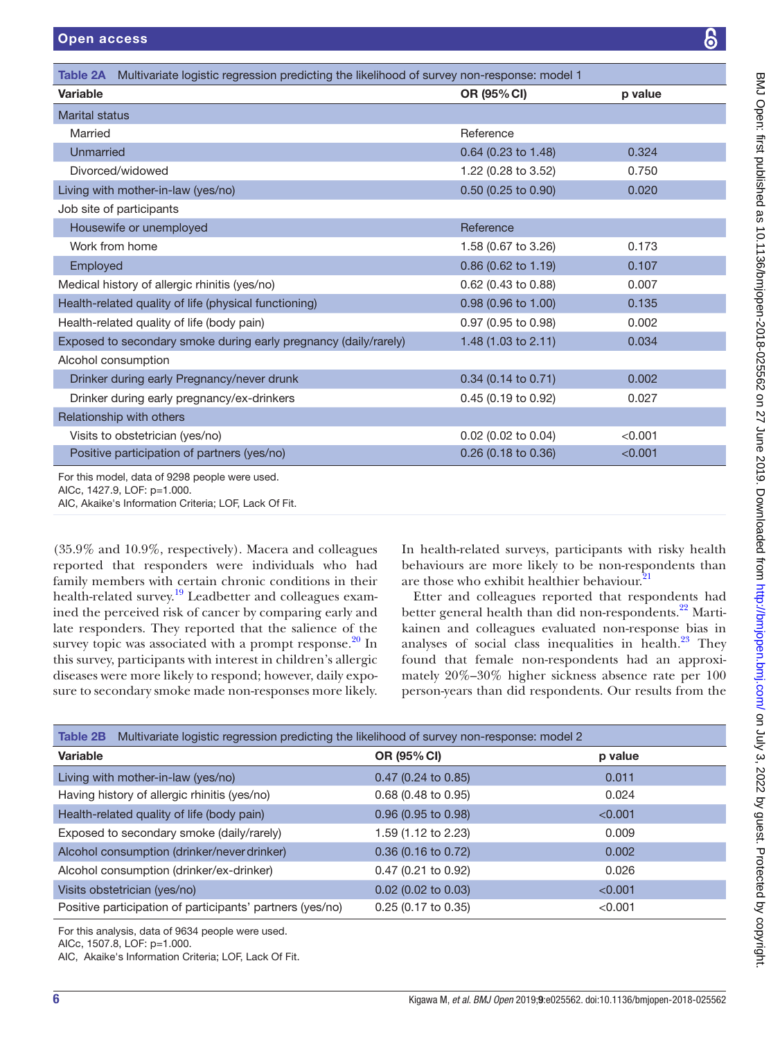**Table 2A** Multivariate logistic regression predicting the likelihood of survey non-response: model 1

| Variable | OR (95% CI) | p value |
|---|---|---|
| Marital status | | |
| Married | Reference | |
| Unmarried | 0.64 (0.23 to 1.48) | 0.324 |
| Divorced/widowed | 1.22 (0.28 to 3.52) | 0.750 |
| Living with mother-in-law (yes/no) | 0.50 (0.25 to 0.90) | 0.020 |
| Job site of participants | | |
| Housewife or unemployed | Reference | |
| Work from home | 1.58 (0.67 to 3.26) | 0.173 |
| Employed | 0.86 (0.62 to 1.19) | 0.107 |
| Medical history of allergic rhinitis (yes/no) | 0.62 (0.43 to 0.88) | 0.007 |
| Health-related quality of life (physical functioning) | 0.98 (0.96 to 1.00) | 0.135 |
| Health-related quality of life (body pain) | 0.97 (0.95 to 0.98) | 0.002 |
| Exposed to secondary smoke during early pregnancy (daily/rarely) | 1.48 (1.03 to 2.11) | 0.034 |
| Alcohol consumption | | |
| Drinker during early Pregnancy/never drunk | 0.34 (0.14 to 0.71) | 0.002 |
| Drinker during early pregnancy/ex-drinkers | 0.45 (0.19 to 0.92) | 0.027 |
| Relationship with others | | |
| Visits to obstetrician (yes/no) | 0.02 (0.02 to 0.04) | <0.001 |
| Positive participation of partners (yes/no) | 0.26 (0.18 to 0.36) | <0.001 |

For this model, data of 9298 people were used.
AICc, 1427.9, LOF: p=1.000.
AIC, Akaike's Information Criteria; LOF, Lack Of Fit.

(35.9% and 10.9%, respectively). Macera and colleagues reported that responders were individuals who had family members with certain chronic conditions in their health-related survey.[19] Leadbetter and colleagues examined the perceived risk of cancer by comparing early and late responders. They reported that the salience of the survey topic was associated with a prompt response.[20] In this survey, participants with interest in children's allergic diseases were more likely to respond; however, daily exposure to secondary smoke made non-responses more likely. In health-related surveys, participants with risky health behaviours are more likely to be non-respondents than are those who exhibit healthier behaviour.[21]

Etter and colleagues reported that respondents had better general health than did non-respondents.[22] Martikainen and colleagues evaluated non-response bias in analyses of social class inequalities in health.[23] They found that female non-respondents had an approximately 20%–30% higher sickness absence rate per 100 person-years than did respondents. Our results from the

**Table 2B** Multivariate logistic regression predicting the likelihood of survey non-response: model 2

| Variable | OR (95% CI) | p value |
|---|---|---|
| Living with mother-in-law (yes/no) | 0.47 (0.24 to 0.85) | 0.011 |
| Having history of allergic rhinitis (yes/no) | 0.68 (0.48 to 0.95) | 0.024 |
| Health-related quality of life (body pain) | 0.96 (0.95 to 0.98) | <0.001 |
| Exposed to secondary smoke (daily/rarely) | 1.59 (1.12 to 2.23) | 0.009 |
| Alcohol consumption (drinker/never drinker) | 0.36 (0.16 to 0.72) | 0.002 |
| Alcohol consumption (drinker/ex-drinker) | 0.47 (0.21 to 0.92) | 0.026 |
| Visits obstetrician (yes/no) | 0.02 (0.02 to 0.03) | <0.001 |
| Positive participation of participants' partners (yes/no) | 0.25 (0.17 to 0.35) | <0.001 |

For this analysis, data of 9634 people were used.
AICc, 1507.8, LOF: p=1.000.
AIC, Akaike's Information Criteria; LOF, Lack Of Fit.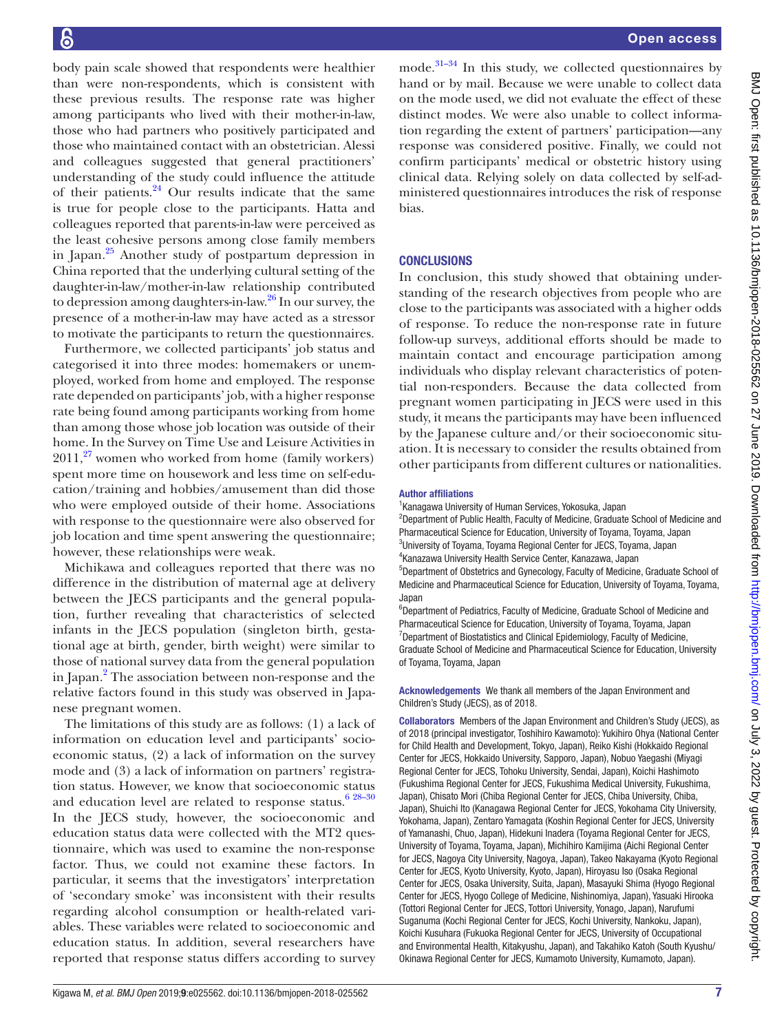body pain scale showed that respondents were healthier than were non-respondents, which is consistent with these previous results. The response rate was higher among participants who lived with their mother-in-law, those who had partners who positively participated and those who maintained contact with an obstetrician. Alessi and colleagues suggested that general practitioners' understanding of the study could influence the attitude of their patients.[24] Our results indicate that the same is true for people close to the participants. Hatta and colleagues reported that parents-in-law were perceived as the least cohesive persons among close family members in Japan.[25] Another study of postpartum depression in China reported that the underlying cultural setting of the daughter-in-law/mother-in-law relationship contributed to depression among daughters-in-law.[26] In our survey, the presence of a mother-in-law may have acted as a stressor to motivate the participants to return the questionnaires.

Furthermore, we collected participants' job status and categorised it into three modes: homemakers or unemployed, worked from home and employed. The response rate depended on participants' job, with a higher response rate being found among participants working from home than among those whose job location was outside of their home. In the Survey on Time Use and Leisure Activities in 2011,[27] women who worked from home (family workers) spent more time on housework and less time on self-education/training and hobbies/amusement than did those who were employed outside of their home. Associations with response to the questionnaire were also observed for job location and time spent answering the questionnaire; however, these relationships were weak.

Michikawa and colleagues reported that there was no difference in the distribution of maternal age at delivery between the JECS participants and the general population, further revealing that characteristics of selected infants in the JECS population (singleton birth, gestational age at birth, gender, birth weight) were similar to those of national survey data from the general population in Japan.[2] The association between non-response and the relative factors found in this study was observed in Japanese pregnant women.

The limitations of this study are as follows: (1) a lack of information on education level and participants' socioeconomic status, (2) a lack of information on the survey mode and (3) a lack of information on partners' registration status. However, we know that socioeconomic status and education level are related to response status.[6 28–30] In the JECS study, however, the socioeconomic and education status data were collected with the MT2 questionnaire, which was used to examine the non-response factor. Thus, we could not examine these factors. In particular, it seems that the investigators' interpretation of 'secondary smoke' was inconsistent with their results regarding alcohol consumption or health-related variables. These variables were related to socioeconomic and education status. In addition, several researchers have reported that response status differs according to survey mode.[31–34] In this study, we collected questionnaires by hand or by mail. Because we were unable to collect data on the mode used, we did not evaluate the effect of these distinct modes. We were also unable to collect information regarding the extent of partners' participation—any response was considered positive. Finally, we could not confirm participants' medical or obstetric history using clinical data. Relying solely on data collected by self-administered questionnaires introduces the risk of response bias.

## CONCLUSIONS

In conclusion, this study showed that obtaining understanding of the research objectives from people who are close to the participants was associated with a higher odds of response. To reduce the non-response rate in future follow-up surveys, additional efforts should be made to maintain contact and encourage participation among individuals who display relevant characteristics of potential non-responders. Because the data collected from pregnant women participating in JECS were used in this study, it means the participants may have been influenced by the Japanese culture and/or their socioeconomic situation. It is necessary to consider the results obtained from other participants from different cultures or nationalities.

**Author affiliations**

[1]Kanagawa University of Human Services, Yokosuka, Japan
[2]Department of Public Health, Faculty of Medicine, Graduate School of Medicine and Pharmaceutical Science for Education, University of Toyama, Toyama, Japan
[3]University of Toyama, Toyama Regional Center for JECS, Toyama, Japan
[4]Kanazawa University Health Service Center, Kanazawa, Japan
[5]Department of Obstetrics and Gynecology, Faculty of Medicine, Graduate School of Medicine and Pharmaceutical Science for Education, University of Toyama, Toyama, Japan
[6]Department of Pediatrics, Faculty of Medicine, Graduate School of Medicine and Pharmaceutical Science for Education, University of Toyama, Toyama, Japan
[7]Department of Biostatistics and Clinical Epidemiology, Faculty of Medicine, Graduate School of Medicine and Pharmaceutical Science for Education, University of Toyama, Toyama, Japan

**Acknowledgements** We thank all members of the Japan Environment and Children's Study (JECS), as of 2018.

**Collaborators** Members of the Japan Environment and Children's Study (JECS), as of 2018 (principal investigator, Toshihiro Kawamoto): Yukihiro Ohya (National Center for Child Health and Development, Tokyo, Japan), Reiko Kishi (Hokkaido Regional Center for JECS, Hokkaido University, Sapporo, Japan), Nobuo Yaegashi (Miyagi Regional Center for JECS, Tohoku University, Sendai, Japan), Koichi Hashimoto (Fukushima Regional Center for JECS, Fukushima Medical University, Fukushima, Japan), Chisato Mori (Chiba Regional Center for JECS, Chiba University, Chiba, Japan), Shuichi Ito (Kanagawa Regional Center for JECS, Yokohama City University, Yokohama, Japan), Zentaro Yamagata (Koshin Regional Center for JECS, University of Yamanashi, Chuo, Japan), Hidekuni Inadera (Toyama Regional Center for JECS, University of Toyama, Toyama, Japan), Michihiro Kamijima (Aichi Regional Center for JECS, Nagoya City University, Nagoya, Japan), Takeo Nakayama (Kyoto Regional Center for JECS, Kyoto University, Kyoto, Japan), Hiroyasu Iso (Osaka Regional Center for JECS, Osaka University, Suita, Japan), Masayuki Shima (Hyogo Regional Center for JECS, Hyogo College of Medicine, Nishinomiya, Japan), Yasuaki Hirooka (Tottori Regional Center for JECS, Tottori University, Yonago, Japan), Narufumi Suganuma (Kochi Regional Center for JECS, Kochi University, Nankoku, Japan), Koichi Kusuhara (Fukuoka Regional Center for JECS, University of Occupational and Environmental Health, Kitakyushu, Japan), and Takahiko Katoh (South Kyushu/Okinawa Regional Center for JECS, Kumamoto University, Kumamoto, Japan).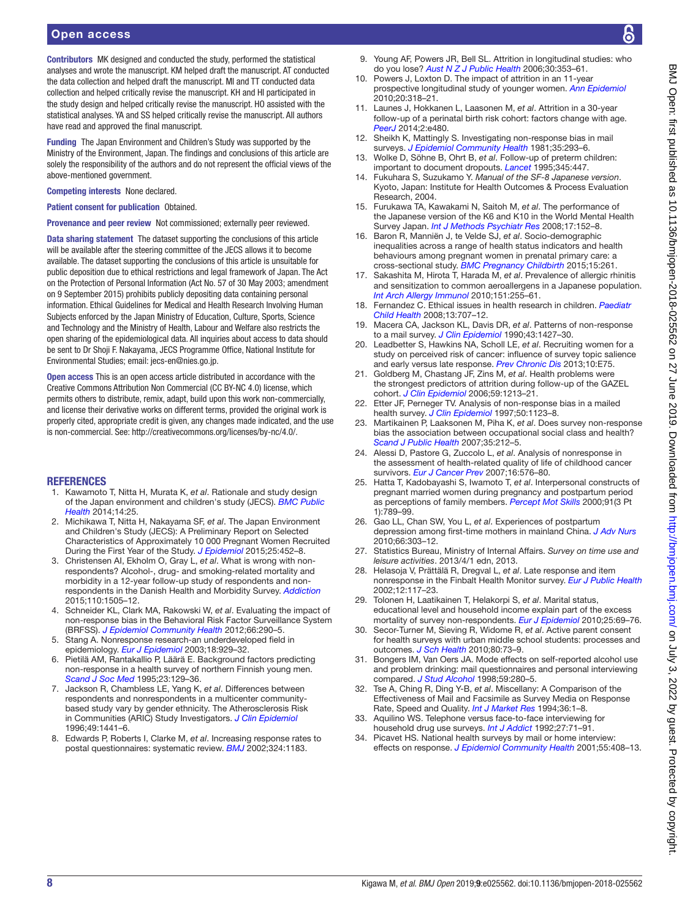**Contributors** MK designed and conducted the study, performed the statistical analyses and wrote the manuscript. KM helped draft the manuscript. AT conducted the data collection and helped draft the manuscript. MI and TT conducted data collection and helped critically revise the manuscript. KH and HI participated in the study design and helped critically revise the manuscript. HO assisted with the statistical analyses. YA and SS helped critically revise the manuscript. All authors have read and approved the final manuscript.

**Funding** The Japan Environment and Children's Study was supported by the Ministry of the Environment, Japan. The findings and conclusions of this article are solely the responsibility of the authors and do not represent the official views of the above-mentioned government.

**Competing interests** None declared.

**Patient consent for publication** Obtained.

**Provenance and peer review** Not commissioned; externally peer reviewed.

**Data sharing statement** The dataset supporting the conclusions of this article will be available after the steering committee of the JECS allows it to become available. The dataset supporting the conclusions of this article is unsuitable for public deposition due to ethical restrictions and legal framework of Japan. The Act on the Protection of Personal Information (Act No. 57 of 30 May 2003; amendment on 9 September 2015) prohibits publicly depositing data containing personal information. Ethical Guidelines for Medical and Health Research Involving Human Subjects enforced by the Japan Ministry of Education, Culture, Sports, Science and Technology and the Ministry of Health, Labour and Welfare also restricts the open sharing of the epidemiological data. All inquiries about access to data should be sent to Dr Shoji F. Nakayama, JECS Programme Office, National Institute for Environmental Studies; email: jecs-en@nies.go.jp.

**Open access** This is an open access article distributed in accordance with the Creative Commons Attribution Non Commercial (CC BY-NC 4.0) license, which permits others to distribute, remix, adapt, build upon this work non-commercially, and license their derivative works on different terms, provided the original work is properly cited, appropriate credit is given, any changes made indicated, and the use is non-commercial. See: http://creativecommons.org/licenses/by-nc/4.0/.

## REFERENCES

1. Kawamoto T, Nitta H, Murata K, *et al*. Rationale and study design of the Japan environment and children's study (JECS). *BMC Public Health* 2014;14:25.
2. Michikawa T, Nitta H, Nakayama SF, *et al*. The Japan Environment and Children's Study (JECS): A Preliminary Report on Selected Characteristics of Approximately 10 000 Pregnant Women Recruited During the First Year of the Study. *J Epidemiol* 2015;25:452–8.
3. Christensen AI, Ekholm O, Gray L, *et al*. What is wrong with non-respondents? Alcohol-, drug- and smoking-related mortality and morbidity in a 12-year follow-up study of respondents and non-respondents in the Danish Health and Morbidity Survey. *Addiction* 2015;110:1505–12.
4. Schneider KL, Clark MA, Rakowski W, *et al*. Evaluating the impact of non-response bias in the Behavioral Risk Factor Surveillance System (BRFSS). *J Epidemiol Community Health* 2012;66:290–5.
5. Stang A. Nonresponse research-an underdeveloped field in epidemiology. *Eur J Epidemiol* 2003;18:929–32.
6. Pietilä AM, Rantakallio P, Läärä E. Background factors predicting non-response in a health survey of northern Finnish young men. *Scand J Soc Med* 1995;23:129–36.
7. Jackson R, Chambless LE, Yang K, *et al*. Differences between respondents and nonrespondents in a multicenter community-based study vary by gender ethnicity. The Atherosclerosis Risk in Communities (ARIC) Study Investigators. *J Clin Epidemiol* 1996;49:1441–6.
8. Edwards P, Roberts I, Clarke M, *et al*. Increasing response rates to postal questionnaires: systematic review. *BMJ* 2002;324:1183.
9. Young AF, Powers JR, Bell SL. Attrition in longitudinal studies: who do you lose? *Aust N Z J Public Health* 2006;30:353–61.
10. Powers J, Loxton D. The impact of attrition in an 11-year prospective longitudinal study of younger women. *Ann Epidemiol* 2010;20:318–21.
11. Launes J, Hokkanen L, Laasonen M, *et al*. Attrition in a 30-year follow-up of a perinatal birth risk cohort: factors change with age. *PeerJ* 2014;2:e480.
12. Sheikh K, Mattingly S. Investigating non-response bias in mail surveys. *J Epidemiol Community Health* 1981;35:293–6.
13. Wolke D, Söhne B, Ohrt B, *et al*. Follow-up of preterm children: important to document dropouts. *Lancet* 1995;345:447.
14. Fukuhara S, Suzukamo Y. *Manual of the SF-8 Japanese version*. Kyoto, Japan: Institute for Health Outcomes & Process Evaluation Research, 2004.
15. Furukawa TA, Kawakami N, Saitoh M, *et al*. The performance of the Japanese version of the K6 and K10 in the World Mental Health Survey Japan. *Int J Methods Psychiatr Res* 2008;17:152–8.
16. Baron R, Manniën J, te Velde SJ, *et al*. Socio-demographic inequalities across a range of health status indicators and health behaviours among pregnant women in prenatal primary care: a cross-sectional study. *BMC Pregnancy Childbirth* 2015;15:261.
17. Sakashita M, Hirota T, Harada M, *et al*. Prevalence of allergic rhinitis and sensitization to common aeroallergens in a Japanese population. *Int Arch Allergy Immunol* 2010;151:255–61.
18. Fernandez C. Ethical issues in health research in children. *Paediatr Child Health* 2008;13:707–12.
19. Macera CA, Jackson KL, Davis DR, *et al*. Patterns of non-response to a mail survey. *J Clin Epidemiol* 1990;43:1427–30.
20. Leadbetter S, Hawkins NA, Scholl LE, *et al*. Recruiting women for a study on perceived risk of cancer: influence of survey topic salience and early versus late response. *Prev Chronic Dis* 2013;10:E75.
21. Goldberg M, Chastang JF, Zins M, *et al*. Health problems were the strongest predictors of attrition during follow-up of the GAZEL cohort. *J Clin Epidemiol* 2006;59:1213–21.
22. Etter JF, Perneger TV. Analysis of non-response bias in a mailed health survey. *J Clin Epidemiol* 1997;50:1123–8.
23. Martikainen P, Laaksonen M, Piha K, *et al*. Does survey non-response bias the association between occupational social class and health? *Scand J Public Health* 2007;35:212–5.
24. Alessi D, Pastore G, Zuccolo L, *et al*. Analysis of nonresponse in the assessment of health-related quality of life of childhood cancer survivors. *Eur J Cancer Prev* 2007;16:576–80.
25. Hatta T, Kadobayashi S, Iwamoto T, *et al*. Interpersonal constructs of pregnant married women during pregnancy and postpartum period as perceptions of family members. *Percept Mot Skills* 2000;91(3 Pt 1):789–99.
26. Gao LL, Chan SW, You L, *et al*. Experiences of postpartum depression among first-time mothers in mainland China. *J Adv Nurs* 2010;66:303–12.
27. Statistics Bureau, Ministry of Internal Affairs. *Survey on time use and leisure activities*. 2013/4/1 edn, 2013.
28. Helasoja V, Prättälä R, Dregval L, *et al*. Late response and item nonresponse in the Finbalt Health Monitor survey. *Eur J Public Health* 2002;12:117–23.
29. Tolonen H, Laatikainen T, Helakorpi S, *et al*. Marital status, educational level and household income explain part of the excess mortality of survey non-respondents. *Eur J Epidemiol* 2010;25:69–76.
30. Secor-Turner M, Sieving R, Widome R, *et al*. Active parent consent for health surveys with urban middle school students: processes and outcomes. *J Sch Health* 2010;80:73–9.
31. Bongers IM, Van Oers JA. Mode effects on self-reported alcohol use and problem drinking: mail questionnaires and personal interviewing compared. *J Stud Alcohol* 1998;59:280–5.
32. Tse A, Ching R, Ding Y-B, *et al*. Miscellany: A Comparison of the Effectiveness of Mail and Facsimile as Survey Media on Response Rate, Speed and Quality. *Int J Market Res* 1994;36:1–8.
33. Aquilino WS. Telephone versus face-to-face interviewing for household drug use surveys. *Int J Addict* 1992;27:71–91.
34. Picavet HS. National health surveys by mail or home interview: effects on response. *J Epidemiol Community Health* 2001;55:408–13.